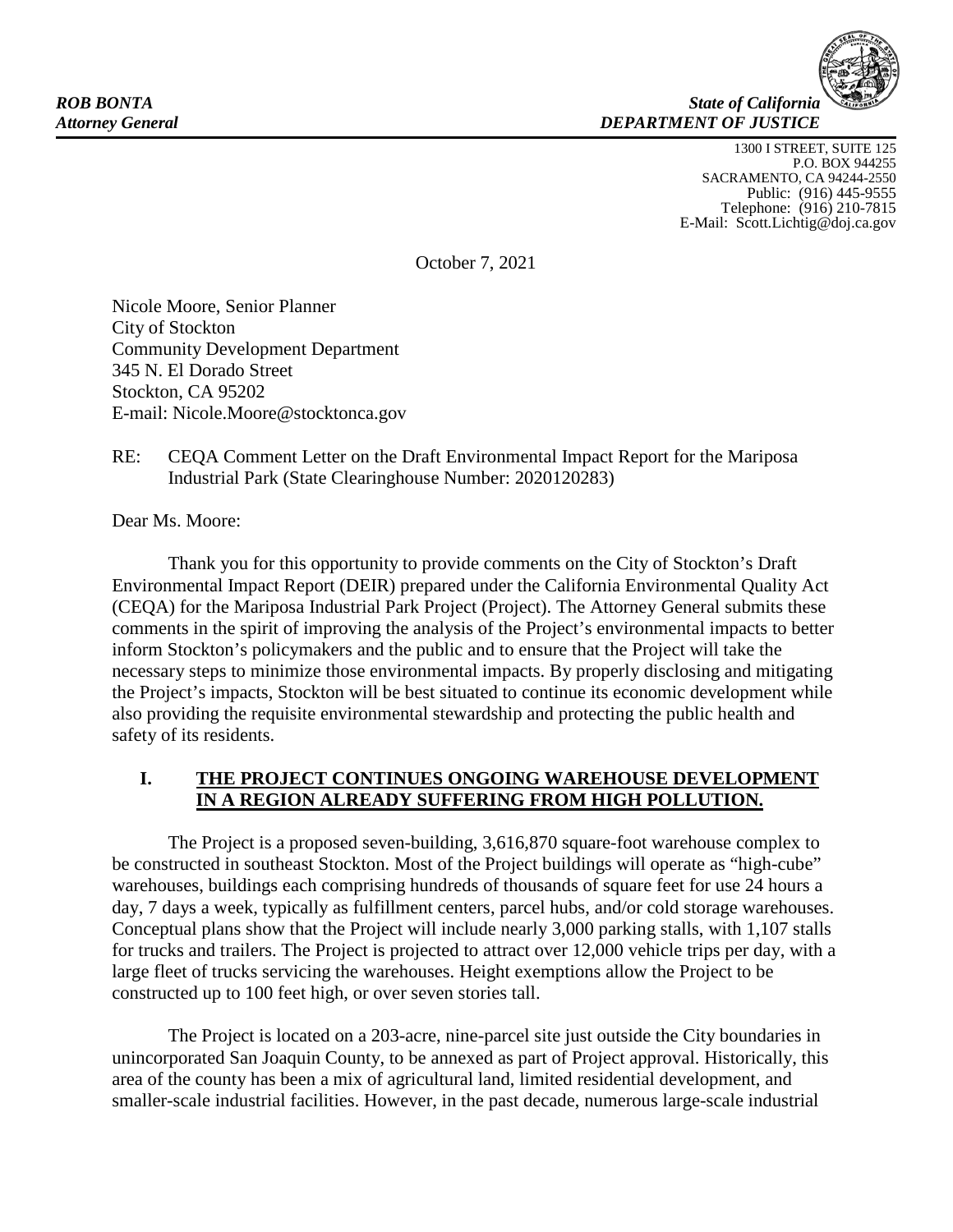*ROB BONTA*
*Attorney General*

*State of California*
*DEPARTMENT OF JUSTICE*

1300 I STREET, SUITE 125
P.O. BOX 944255
SACRAMENTO, CA 94244-2550
Public: (916) 445-9555
Telephone: (916) 210-7815
E-Mail: Scott.Lichtig@doj.ca.gov

October 7, 2021

Nicole Moore, Senior Planner
City of Stockton
Community Development Department
345 N. El Dorado Street
Stockton, CA 95202
E-mail: Nicole.Moore@stocktonca.gov

RE: CEQA Comment Letter on the Draft Environmental Impact Report for the Mariposa Industrial Park (State Clearinghouse Number: 2020120283)

Dear Ms. Moore:

Thank you for this opportunity to provide comments on the City of Stockton's Draft Environmental Impact Report (DEIR) prepared under the California Environmental Quality Act (CEQA) for the Mariposa Industrial Park Project (Project). The Attorney General submits these comments in the spirit of improving the analysis of the Project's environmental impacts to better inform Stockton's policymakers and the public and to ensure that the Project will take the necessary steps to minimize those environmental impacts. By properly disclosing and mitigating the Project's impacts, Stockton will be best situated to continue its economic development while also providing the requisite environmental stewardship and protecting the public health and safety of its residents.

## I. THE PROJECT CONTINUES ONGOING WAREHOUSE DEVELOPMENT IN A REGION ALREADY SUFFERING FROM HIGH POLLUTION.

The Project is a proposed seven-building, 3,616,870 square-foot warehouse complex to be constructed in southeast Stockton. Most of the Project buildings will operate as "high-cube" warehouses, buildings each comprising hundreds of thousands of square feet for use 24 hours a day, 7 days a week, typically as fulfillment centers, parcel hubs, and/or cold storage warehouses. Conceptual plans show that the Project will include nearly 3,000 parking stalls, with 1,107 stalls for trucks and trailers. The Project is projected to attract over 12,000 vehicle trips per day, with a large fleet of trucks servicing the warehouses. Height exemptions allow the Project to be constructed up to 100 feet high, or over seven stories tall.

The Project is located on a 203-acre, nine-parcel site just outside the City boundaries in unincorporated San Joaquin County, to be annexed as part of Project approval. Historically, this area of the county has been a mix of agricultural land, limited residential development, and smaller-scale industrial facilities. However, in the past decade, numerous large-scale industrial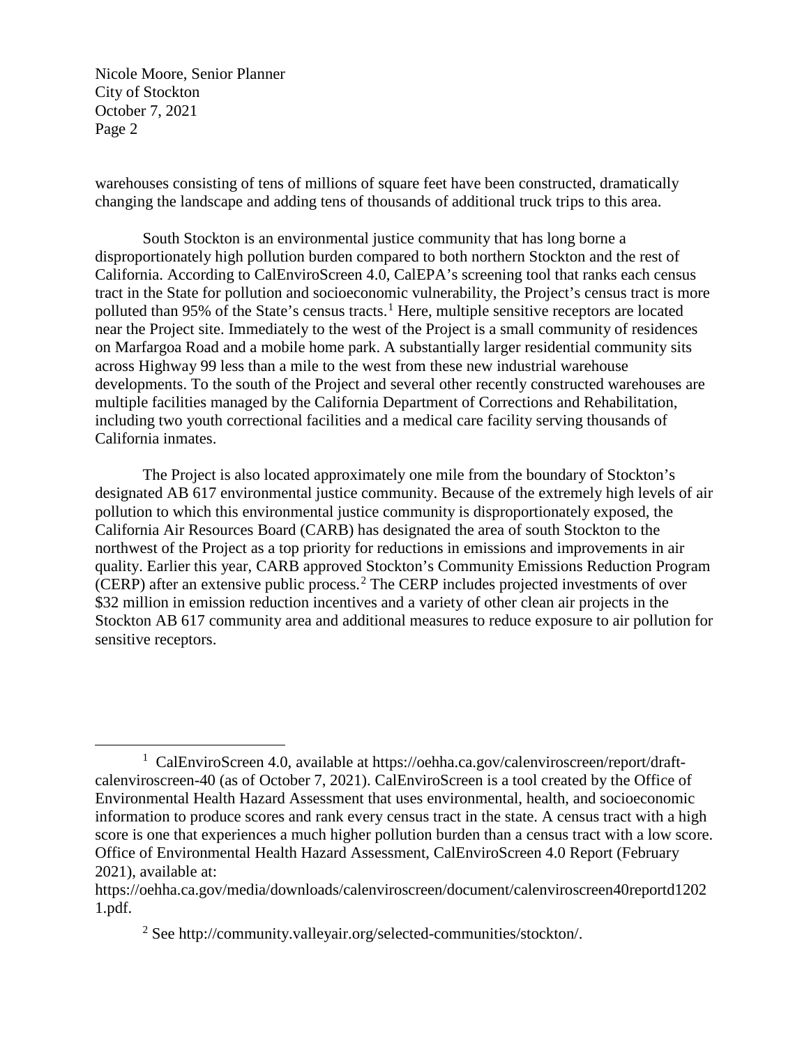warehouses consisting of tens of millions of square feet have been constructed, dramatically changing the landscape and adding tens of thousands of additional truck trips to this area.

South Stockton is an environmental justice community that has long borne a disproportionately high pollution burden compared to both northern Stockton and the rest of California. According to CalEnviroScreen 4.0, CalEPA's screening tool that ranks each census tract in the State for pollution and socioeconomic vulnerability, the Project's census tract is more polluted than 95% of the State's census tracts.[1] Here, multiple sensitive receptors are located near the Project site. Immediately to the west of the Project is a small community of residences on Marfargoa Road and a mobile home park. A substantially larger residential community sits across Highway 99 less than a mile to the west from these new industrial warehouse developments. To the south of the Project and several other recently constructed warehouses are multiple facilities managed by the California Department of Corrections and Rehabilitation, including two youth correctional facilities and a medical care facility serving thousands of California inmates.

The Project is also located approximately one mile from the boundary of Stockton's designated AB 617 environmental justice community. Because of the extremely high levels of air pollution to which this environmental justice community is disproportionately exposed, the California Air Resources Board (CARB) has designated the area of south Stockton to the northwest of the Project as a top priority for reductions in emissions and improvements in air quality. Earlier this year, CARB approved Stockton's Community Emissions Reduction Program (CERP) after an extensive public process.[2] The CERP includes projected investments of over $32 million in emission reduction incentives and a variety of other clean air projects in the Stockton AB 617 community area and additional measures to reduce exposure to air pollution for sensitive receptors.

---

[1] CalEnviroScreen 4.0, available at https://oehha.ca.gov/calenviroscreen/report/draft-calenviroscreen-40 (as of October 7, 2021). CalEnviroScreen is a tool created by the Office of Environmental Health Hazard Assessment that uses environmental, health, and socioeconomic information to produce scores and rank every census tract in the state. A census tract with a high score is one that experiences a much higher pollution burden than a census tract with a low score. Office of Environmental Health Hazard Assessment, CalEnviroScreen 4.0 Report (February 2021), available at: https://oehha.ca.gov/media/downloads/calenviroscreen/document/calenviroscreen40reportd12021.pdf.

[2] See http://community.valleyair.org/selected-communities/stockton/.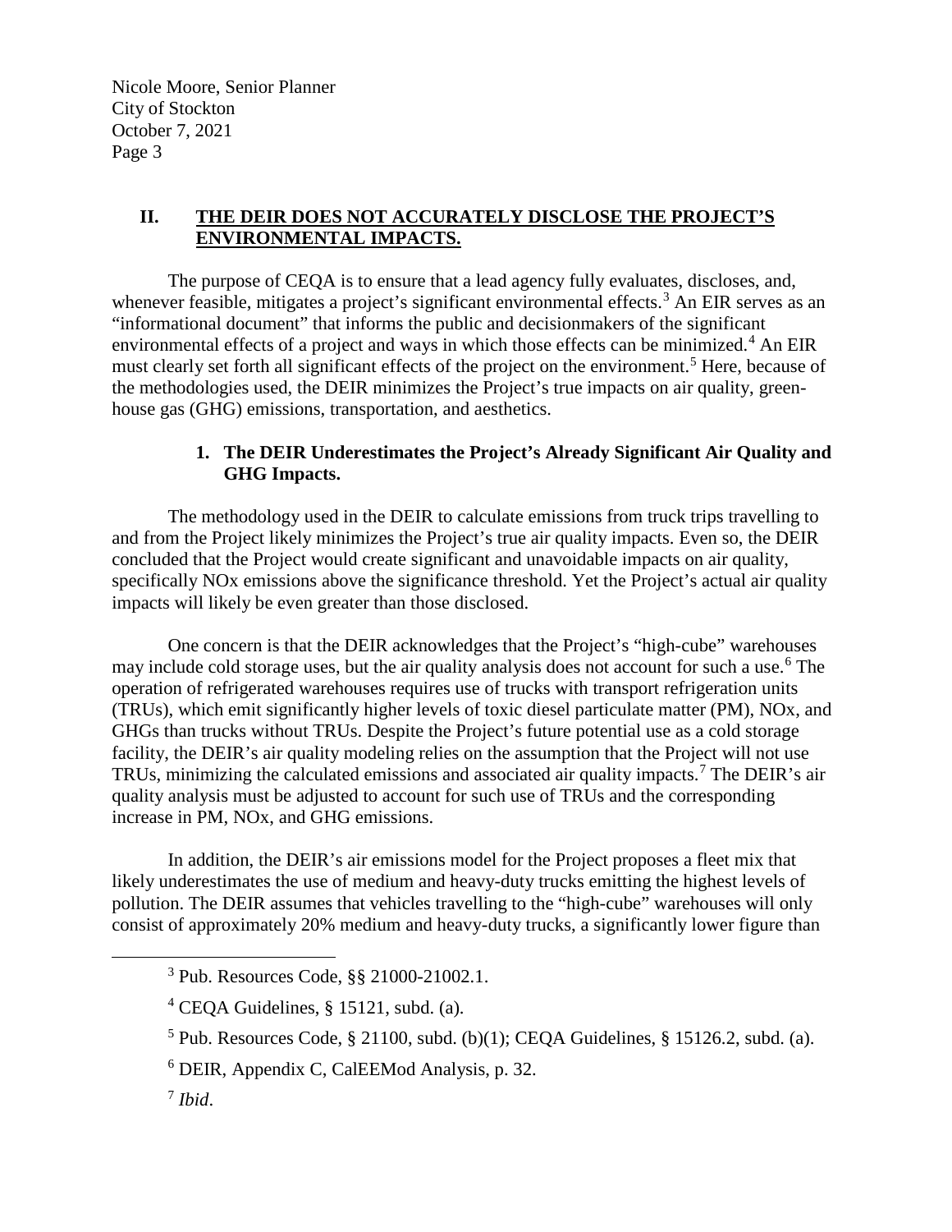## II. THE DEIR DOES NOT ACCURATELY DISCLOSE THE PROJECT'S ENVIRONMENTAL IMPACTS.

The purpose of CEQA is to ensure that a lead agency fully evaluates, discloses, and, whenever feasible, mitigates a project's significant environmental effects.[3] An EIR serves as an "informational document" that informs the public and decisionmakers of the significant environmental effects of a project and ways in which those effects can be minimized.[4] An EIR must clearly set forth all significant effects of the project on the environment.[5] Here, because of the methodologies used, the DEIR minimizes the Project's true impacts on air quality, greenhouse gas (GHG) emissions, transportation, and aesthetics.

### 1. The DEIR Underestimates the Project's Already Significant Air Quality and GHG Impacts.

The methodology used in the DEIR to calculate emissions from truck trips travelling to and from the Project likely minimizes the Project's true air quality impacts. Even so, the DEIR concluded that the Project would create significant and unavoidable impacts on air quality, specifically NOx emissions above the significance threshold. Yet the Project's actual air quality impacts will likely be even greater than those disclosed.

One concern is that the DEIR acknowledges that the Project's "high-cube" warehouses may include cold storage uses, but the air quality analysis does not account for such a use.[6] The operation of refrigerated warehouses requires use of trucks with transport refrigeration units (TRUs), which emit significantly higher levels of toxic diesel particulate matter (PM), NOx, and GHGs than trucks without TRUs. Despite the Project's future potential use as a cold storage facility, the DEIR's air quality modeling relies on the assumption that the Project will not use TRUs, minimizing the calculated emissions and associated air quality impacts.[7] The DEIR's air quality analysis must be adjusted to account for such use of TRUs and the corresponding increase in PM, NOx, and GHG emissions.

In addition, the DEIR's air emissions model for the Project proposes a fleet mix that likely underestimates the use of medium and heavy-duty trucks emitting the highest levels of pollution. The DEIR assumes that vehicles travelling to the "high-cube" warehouses will only consist of approximately 20% medium and heavy-duty trucks, a significantly lower figure than

---

[3] Pub. Resources Code, §§ 21000-21002.1.

[4] CEQA Guidelines, § 15121, subd. (a).

[5] Pub. Resources Code, § 21100, subd. (b)(1); CEQA Guidelines, § 15126.2, subd. (a).

[6] DEIR, Appendix C, CalEEMod Analysis, p. 32.

[7] *Ibid*.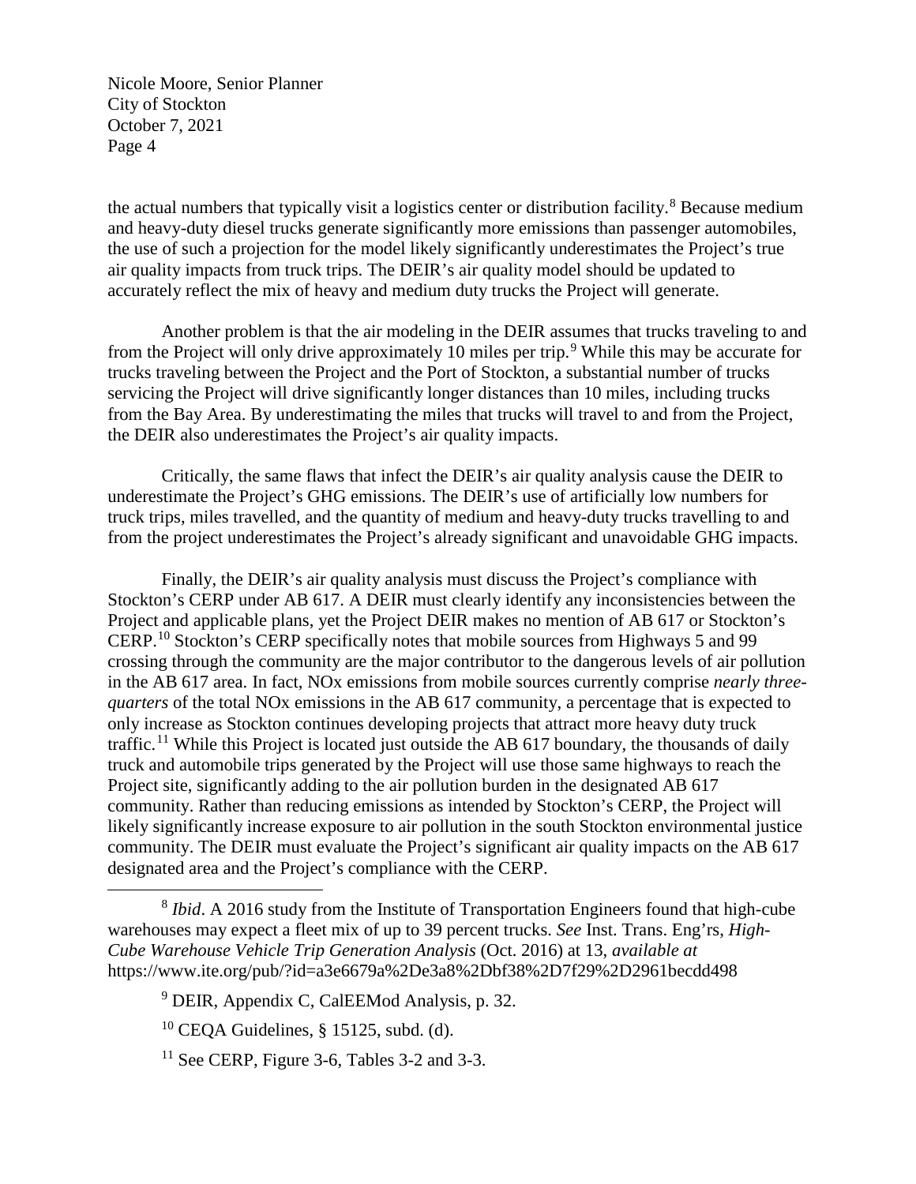the actual numbers that typically visit a logistics center or distribution facility.[8] Because medium and heavy-duty diesel trucks generate significantly more emissions than passenger automobiles, the use of such a projection for the model likely significantly underestimates the Project's true air quality impacts from truck trips. The DEIR's air quality model should be updated to accurately reflect the mix of heavy and medium duty trucks the Project will generate.

Another problem is that the air modeling in the DEIR assumes that trucks traveling to and from the Project will only drive approximately 10 miles per trip.[9] While this may be accurate for trucks traveling between the Project and the Port of Stockton, a substantial number of trucks servicing the Project will drive significantly longer distances than 10 miles, including trucks from the Bay Area. By underestimating the miles that trucks will travel to and from the Project, the DEIR also underestimates the Project's air quality impacts.

Critically, the same flaws that infect the DEIR's air quality analysis cause the DEIR to underestimate the Project's GHG emissions. The DEIR's use of artificially low numbers for truck trips, miles travelled, and the quantity of medium and heavy-duty trucks travelling to and from the project underestimates the Project's already significant and unavoidable GHG impacts.

Finally, the DEIR's air quality analysis must discuss the Project's compliance with Stockton's CERP under AB 617. A DEIR must clearly identify any inconsistencies between the Project and applicable plans, yet the Project DEIR makes no mention of AB 617 or Stockton's CERP.[10] Stockton's CERP specifically notes that mobile sources from Highways 5 and 99 crossing through the community are the major contributor to the dangerous levels of air pollution in the AB 617 area. In fact, NOx emissions from mobile sources currently comprise *nearly three-quarters* of the total NOx emissions in the AB 617 community, a percentage that is expected to only increase as Stockton continues developing projects that attract more heavy duty truck traffic.[11] While this Project is located just outside the AB 617 boundary, the thousands of daily truck and automobile trips generated by the Project will use those same highways to reach the Project site, significantly adding to the air pollution burden in the designated AB 617 community. Rather than reducing emissions as intended by Stockton's CERP, the Project will likely significantly increase exposure to air pollution in the south Stockton environmental justice community. The DEIR must evaluate the Project's significant air quality impacts on the AB 617 designated area and the Project's compliance with the CERP.

---

[8] *Ibid*. A 2016 study from the Institute of Transportation Engineers found that high-cube warehouses may expect a fleet mix of up to 39 percent trucks. *See* Inst. Trans. Eng'rs, *High-Cube Warehouse Vehicle Trip Generation Analysis* (Oct. 2016) at 13, *available at* https://www.ite.org/pub/?id=a3e6679a%2De3a8%2Dbf38%2D7f29%2D2961becdd498

[9] DEIR, Appendix C, CalEEMod Analysis, p. 32.

[10] CEQA Guidelines, § 15125, subd. (d).

[11] See CERP, Figure 3-6, Tables 3-2 and 3-3.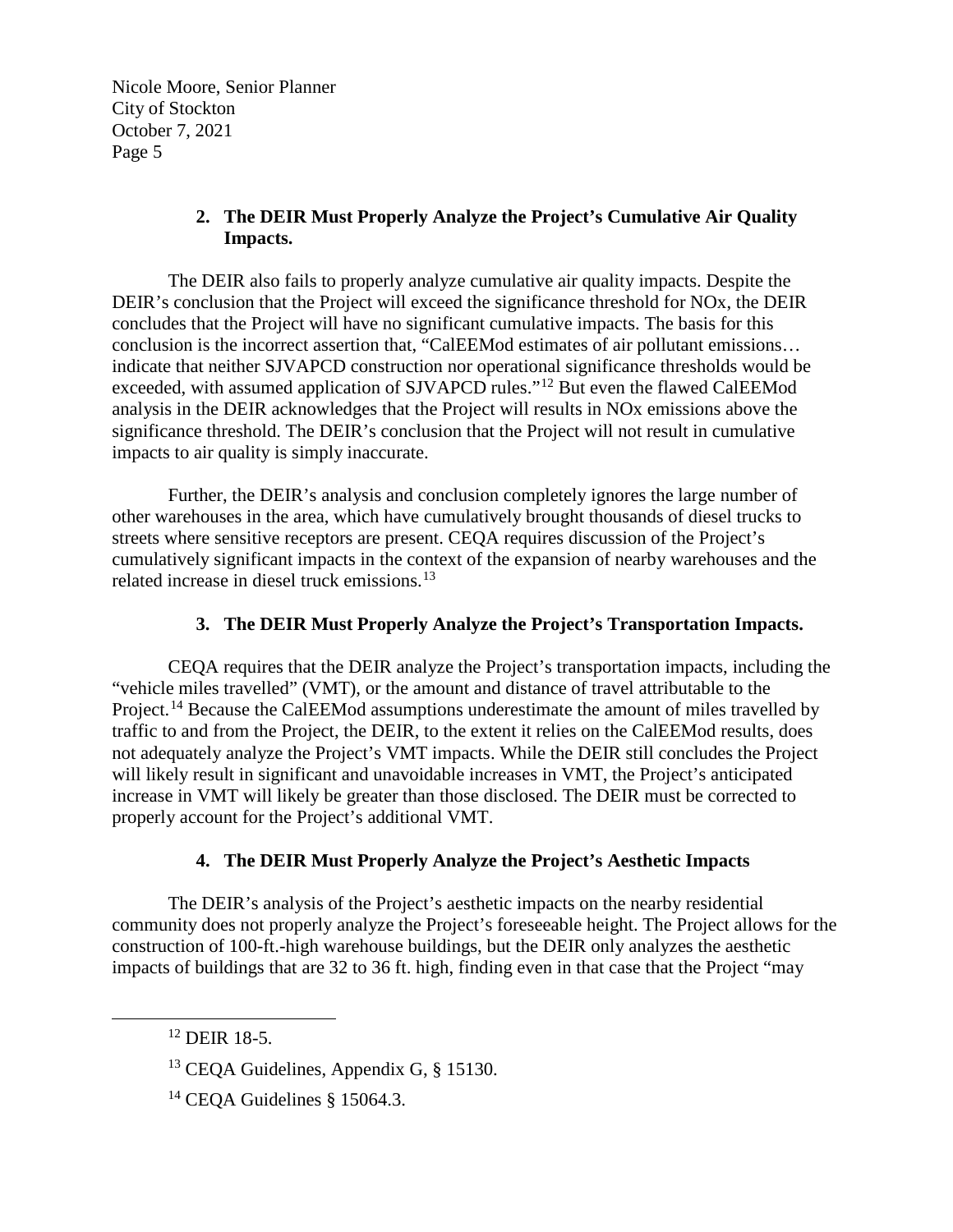### 2. The DEIR Must Properly Analyze the Project's Cumulative Air Quality Impacts.

The DEIR also fails to properly analyze cumulative air quality impacts. Despite the DEIR's conclusion that the Project will exceed the significance threshold for NOx, the DEIR concludes that the Project will have no significant cumulative impacts. The basis for this conclusion is the incorrect assertion that, "CalEEMod estimates of air pollutant emissions… indicate that neither SJVAPCD construction nor operational significance thresholds would be exceeded, with assumed application of SJVAPCD rules."[12] But even the flawed CalEEMod analysis in the DEIR acknowledges that the Project will results in NOx emissions above the significance threshold. The DEIR's conclusion that the Project will not result in cumulative impacts to air quality is simply inaccurate.

Further, the DEIR's analysis and conclusion completely ignores the large number of other warehouses in the area, which have cumulatively brought thousands of diesel trucks to streets where sensitive receptors are present. CEQA requires discussion of the Project's cumulatively significant impacts in the context of the expansion of nearby warehouses and the related increase in diesel truck emissions.[13]

### 3. The DEIR Must Properly Analyze the Project's Transportation Impacts.

CEQA requires that the DEIR analyze the Project's transportation impacts, including the "vehicle miles travelled" (VMT), or the amount and distance of travel attributable to the Project.[14] Because the CalEEMod assumptions underestimate the amount of miles travelled by traffic to and from the Project, the DEIR, to the extent it relies on the CalEEMod results, does not adequately analyze the Project's VMT impacts. While the DEIR still concludes the Project will likely result in significant and unavoidable increases in VMT, the Project's anticipated increase in VMT will likely be greater than those disclosed. The DEIR must be corrected to properly account for the Project's additional VMT.

### 4. The DEIR Must Properly Analyze the Project's Aesthetic Impacts

The DEIR's analysis of the Project's aesthetic impacts on the nearby residential community does not properly analyze the Project's foreseeable height. The Project allows for the construction of 100-ft.-high warehouse buildings, but the DEIR only analyzes the aesthetic impacts of buildings that are 32 to 36 ft. high, finding even in that case that the Project "may

---

[12] DEIR 18-5.

[13] CEQA Guidelines, Appendix G, § 15130.

[14] CEQA Guidelines § 15064.3.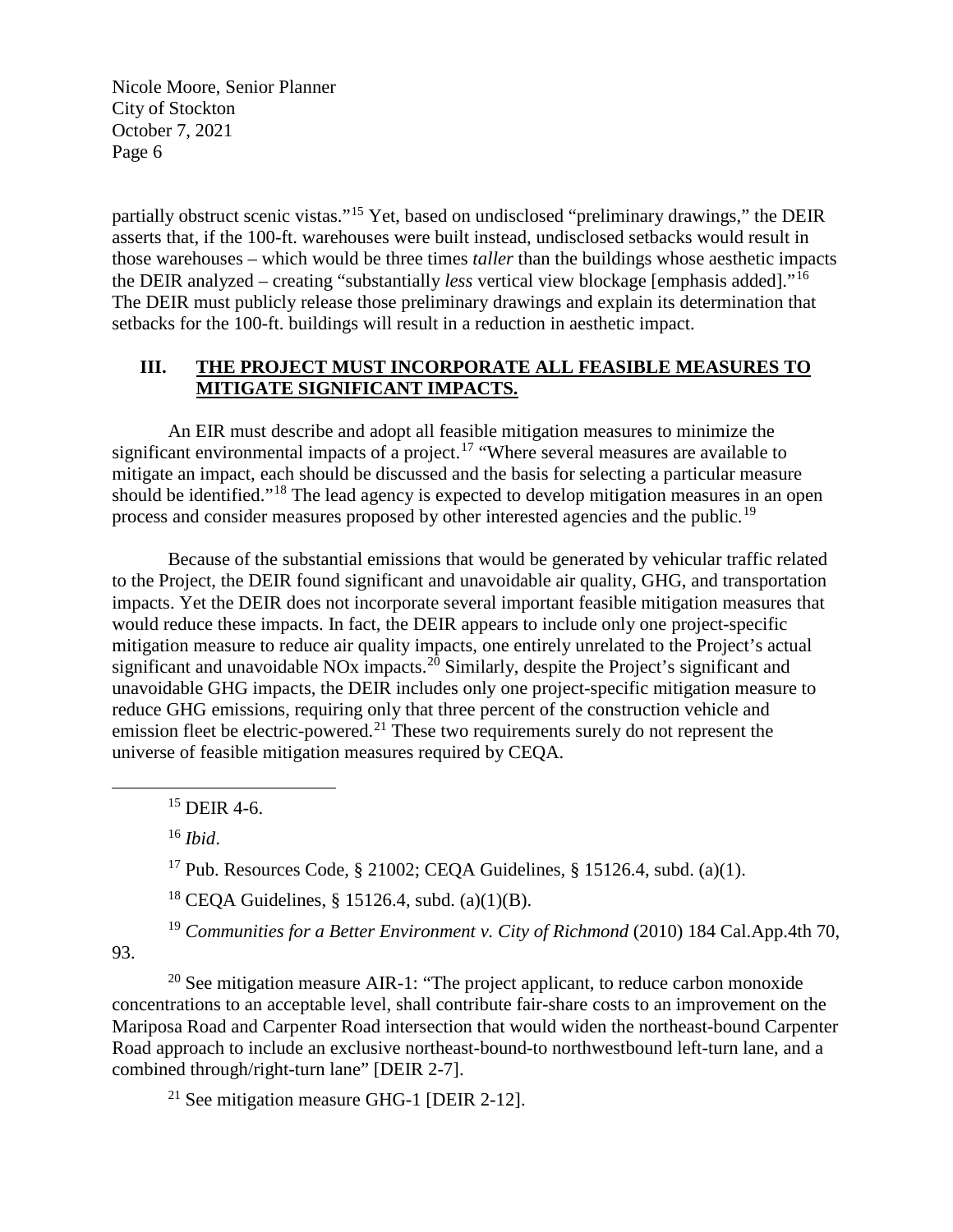partially obstruct scenic vistas."[15] Yet, based on undisclosed "preliminary drawings," the DEIR asserts that, if the 100-ft. warehouses were built instead, undisclosed setbacks would result in those warehouses – which would be three times *taller* than the buildings whose aesthetic impacts the DEIR analyzed – creating "substantially *less* vertical view blockage [emphasis added]."[16] The DEIR must publicly release those preliminary drawings and explain its determination that setbacks for the 100-ft. buildings will result in a reduction in aesthetic impact.

## III. THE PROJECT MUST INCORPORATE ALL FEASIBLE MEASURES TO MITIGATE SIGNIFICANT IMPACTS.

An EIR must describe and adopt all feasible mitigation measures to minimize the significant environmental impacts of a project.[17] "Where several measures are available to mitigate an impact, each should be discussed and the basis for selecting a particular measure should be identified."[18] The lead agency is expected to develop mitigation measures in an open process and consider measures proposed by other interested agencies and the public.[19]

Because of the substantial emissions that would be generated by vehicular traffic related to the Project, the DEIR found significant and unavoidable air quality, GHG, and transportation impacts. Yet the DEIR does not incorporate several important feasible mitigation measures that would reduce these impacts. In fact, the DEIR appears to include only one project-specific mitigation measure to reduce air quality impacts, one entirely unrelated to the Project's actual significant and unavoidable NOx impacts.[20] Similarly, despite the Project's significant and unavoidable GHG impacts, the DEIR includes only one project-specific mitigation measure to reduce GHG emissions, requiring only that three percent of the construction vehicle and emission fleet be electric-powered.[21] These two requirements surely do not represent the universe of feasible mitigation measures required by CEQA.

---

[15] DEIR 4-6.

[16] *Ibid*.

[17] Pub. Resources Code, § 21002; CEQA Guidelines, § 15126.4, subd. (a)(1).

[18] CEQA Guidelines, § 15126.4, subd. (a)(1)(B).

[19] *Communities for a Better Environment v. City of Richmond* (2010) 184 Cal.App.4th 70, 93.

[20] See mitigation measure AIR-1: "The project applicant, to reduce carbon monoxide concentrations to an acceptable level, shall contribute fair-share costs to an improvement on the Mariposa Road and Carpenter Road intersection that would widen the northeast-bound Carpenter Road approach to include an exclusive northeast-bound-to northwestbound left-turn lane, and a combined through/right-turn lane" [DEIR 2-7].

[21] See mitigation measure GHG-1 [DEIR 2-12].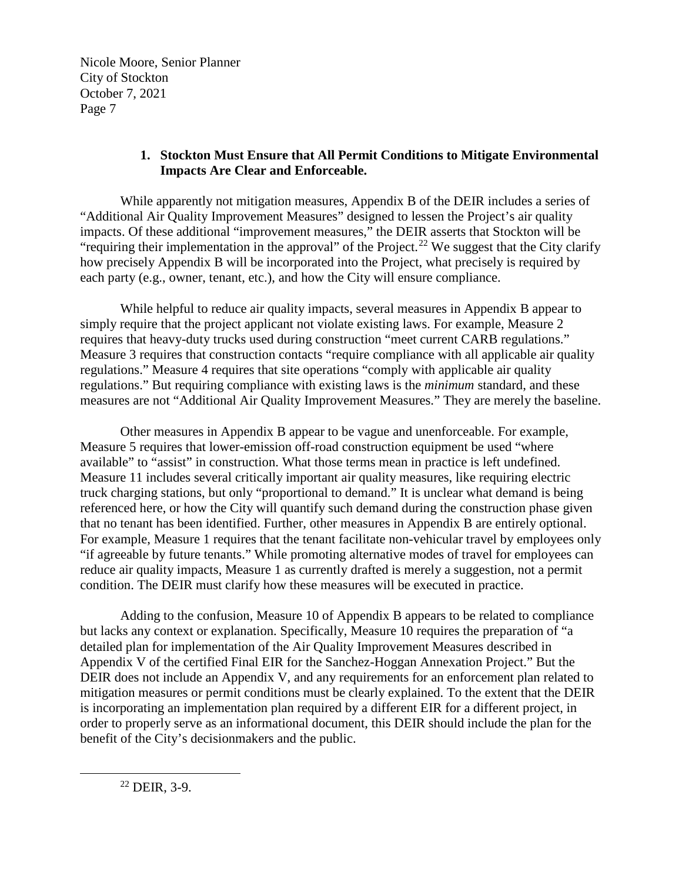### 1. Stockton Must Ensure that All Permit Conditions to Mitigate Environmental Impacts Are Clear and Enforceable.

While apparently not mitigation measures, Appendix B of the DEIR includes a series of "Additional Air Quality Improvement Measures" designed to lessen the Project's air quality impacts. Of these additional "improvement measures," the DEIR asserts that Stockton will be "requiring their implementation in the approval" of the Project.[22] We suggest that the City clarify how precisely Appendix B will be incorporated into the Project, what precisely is required by each party (e.g., owner, tenant, etc.), and how the City will ensure compliance.

While helpful to reduce air quality impacts, several measures in Appendix B appear to simply require that the project applicant not violate existing laws. For example, Measure 2 requires that heavy-duty trucks used during construction "meet current CARB regulations." Measure 3 requires that construction contacts "require compliance with all applicable air quality regulations." Measure 4 requires that site operations "comply with applicable air quality regulations." But requiring compliance with existing laws is the *minimum* standard, and these measures are not "Additional Air Quality Improvement Measures." They are merely the baseline.

Other measures in Appendix B appear to be vague and unenforceable. For example, Measure 5 requires that lower-emission off-road construction equipment be used "where available" to "assist" in construction. What those terms mean in practice is left undefined. Measure 11 includes several critically important air quality measures, like requiring electric truck charging stations, but only "proportional to demand." It is unclear what demand is being referenced here, or how the City will quantify such demand during the construction phase given that no tenant has been identified. Further, other measures in Appendix B are entirely optional. For example, Measure 1 requires that the tenant facilitate non-vehicular travel by employees only "if agreeable by future tenants." While promoting alternative modes of travel for employees can reduce air quality impacts, Measure 1 as currently drafted is merely a suggestion, not a permit condition. The DEIR must clarify how these measures will be executed in practice.

Adding to the confusion, Measure 10 of Appendix B appears to be related to compliance but lacks any context or explanation. Specifically, Measure 10 requires the preparation of "a detailed plan for implementation of the Air Quality Improvement Measures described in Appendix V of the certified Final EIR for the Sanchez-Hoggan Annexation Project." But the DEIR does not include an Appendix V, and any requirements for an enforcement plan related to mitigation measures or permit conditions must be clearly explained. To the extent that the DEIR is incorporating an implementation plan required by a different EIR for a different project, in order to properly serve as an informational document, this DEIR should include the plan for the benefit of the City's decisionmakers and the public.

---

[22] DEIR, 3-9.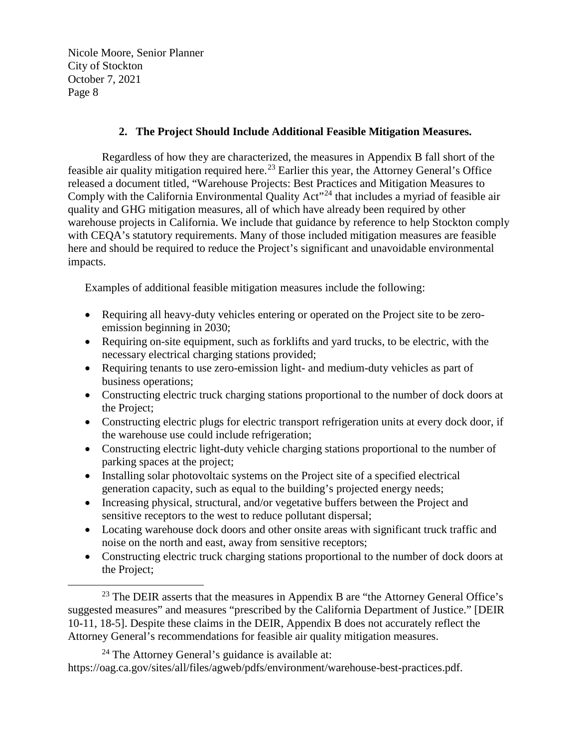Nicole Moore, Senior Planner
City of Stockton
October 7, 2021

### 2. The Project Should Include Additional Feasible Mitigation Measures.

Regardless of how they are characterized, the measures in Appendix B fall short of the feasible air quality mitigation required here.[23] Earlier this year, the Attorney General's Office released a document titled, "Warehouse Projects: Best Practices and Mitigation Measures to Comply with the California Environmental Quality Act"[24] that includes a myriad of feasible air quality and GHG mitigation measures, all of which have already been required by other warehouse projects in California. We include that guidance by reference to help Stockton comply with CEQA's statutory requirements. Many of those included mitigation measures are feasible here and should be required to reduce the Project's significant and unavoidable environmental impacts.

Examples of additional feasible mitigation measures include the following:

- Requiring all heavy-duty vehicles entering or operated on the Project site to be zero-emission beginning in 2030;
- Requiring on-site equipment, such as forklifts and yard trucks, to be electric, with the necessary electrical charging stations provided;
- Requiring tenants to use zero-emission light- and medium-duty vehicles as part of business operations;
- Constructing electric truck charging stations proportional to the number of dock doors at the Project;
- Constructing electric plugs for electric transport refrigeration units at every dock door, if the warehouse use could include refrigeration;
- Constructing electric light-duty vehicle charging stations proportional to the number of parking spaces at the project;
- Installing solar photovoltaic systems on the Project site of a specified electrical generation capacity, such as equal to the building's projected energy needs;
- Increasing physical, structural, and/or vegetative buffers between the Project and sensitive receptors to the west to reduce pollutant dispersal;
- Locating warehouse dock doors and other onsite areas with significant truck traffic and noise on the north and east, away from sensitive receptors;
- Constructing electric truck charging stations proportional to the number of dock doors at the Project;

---

[23] The DEIR asserts that the measures in Appendix B are "the Attorney General Office's suggested measures" and measures "prescribed by the California Department of Justice." [DEIR 10-11, 18-5]. Despite these claims in the DEIR, Appendix B does not accurately reflect the Attorney General's recommendations for feasible air quality mitigation measures.

[24] The Attorney General's guidance is available at: https://oag.ca.gov/sites/all/files/agweb/pdfs/environment/warehouse-best-practices.pdf.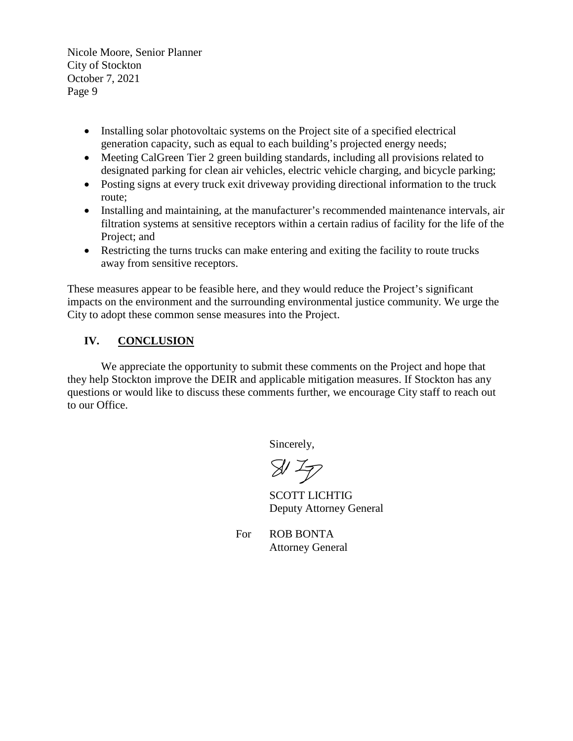- Installing solar photovoltaic systems on the Project site of a specified electrical generation capacity, such as equal to each building's projected energy needs;
- Meeting CalGreen Tier 2 green building standards, including all provisions related to designated parking for clean air vehicles, electric vehicle charging, and bicycle parking;
- Posting signs at every truck exit driveway providing directional information to the truck route;
- Installing and maintaining, at the manufacturer's recommended maintenance intervals, air filtration systems at sensitive receptors within a certain radius of facility for the life of the Project; and
- Restricting the turns trucks can make entering and exiting the facility to route trucks away from sensitive receptors.

These measures appear to be feasible here, and they would reduce the Project's significant impacts on the environment and the surrounding environmental justice community. We urge the City to adopt these common sense measures into the Project.

## IV. CONCLUSION

We appreciate the opportunity to submit these comments on the Project and hope that they help Stockton improve the DEIR and applicable mitigation measures. If Stockton has any questions or would like to discuss these comments further, we encourage City staff to reach out to our Office.

Sincerely,

SCOTT LICHTIG
Deputy Attorney General

For ROB BONTA
Attorney General